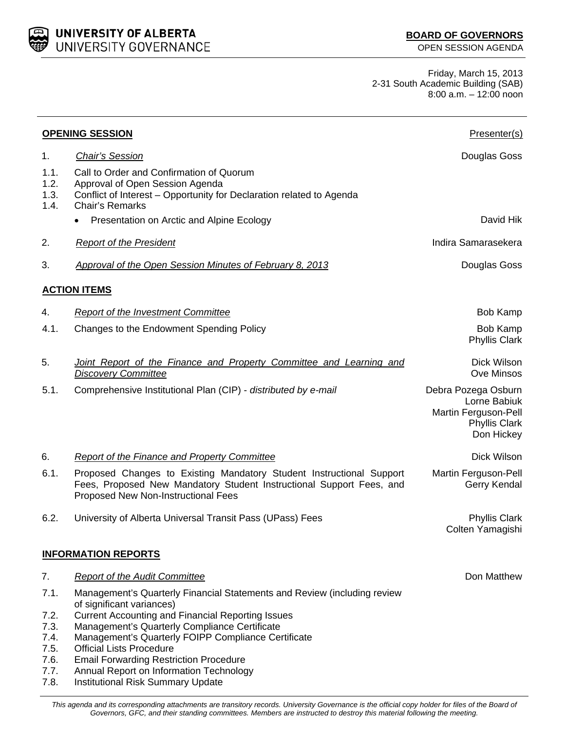**UNIVERSITY OF ALBERTA**
UNIVERSITY GOVERNANCE

**BOARD OF GOVERNORS**
OPEN SESSION AGENDA

Friday, March 15, 2013
2-31 South Academic Building (SAB)
8:00 a.m. – 12:00 noon

| | **OPENING SESSION** | Presenter(s) |
|---|---|---|
| 1. | *Chair's Session* | Douglas Goss |
| 1.1. | Call to Order and Confirmation of Quorum | |
| 1.2. | Approval of Open Session Agenda | |
| 1.3. | Conflict of Interest – Opportunity for Declaration related to Agenda | |
| 1.4. | Chair's Remarks | |
| | • Presentation on Arctic and Alpine Ecology | David Hik |
| 2. | *Report of the President* | Indira Samarasekera |
| 3. | *Approval of the Open Session Minutes of February 8, 2013* | Douglas Goss |
| | **ACTION ITEMS** | |
| 4. | *Report of the Investment Committee* | Bob Kamp |
| 4.1. | Changes to the Endowment Spending Policy | Bob Kamp<br>Phyllis Clark |
| 5. | *Joint Report of the Finance and Property Committee and Learning and Discovery Committee* | Dick Wilson<br>Ove Minsos |
| 5.1. | Comprehensive Institutional Plan (CIP) - *distributed by e-mail* | Debra Pozega Osburn<br>Lorne Babiuk<br>Martin Ferguson-Pell<br>Phyllis Clark<br>Don Hickey |
| 6. | *Report of the Finance and Property Committee* | Dick Wilson |
| 6.1. | Proposed Changes to Existing Mandatory Student Instructional Support Fees, Proposed New Mandatory Student Instructional Support Fees, and Proposed New Non-Instructional Fees | Martin Ferguson-Pell<br>Gerry Kendal |
| 6.2. | University of Alberta Universal Transit Pass (UPass) Fees | Phyllis Clark<br>Colten Yamagishi |
| | **INFORMATION REPORTS** | |
| 7. | *Report of the Audit Committee* | Don Matthew |
| 7.1. | Management's Quarterly Financial Statements and Review (including review of significant variances) | |
| 7.2. | Current Accounting and Financial Reporting Issues | |
| 7.3. | Management's Quarterly Compliance Certificate | |
| 7.4. | Management's Quarterly FOIPP Compliance Certificate | |
| 7.5. | Official Lists Procedure | |
| 7.6. | Email Forwarding Restriction Procedure | |
| 7.7. | Annual Report on Information Technology | |
| 7.8. | Institutional Risk Summary Update | |

*This agenda and its corresponding attachments are transitory records. University Governance is the official copy holder for files of the Board of Governors, GFC, and their standing committees. Members are instructed to destroy this material following the meeting.*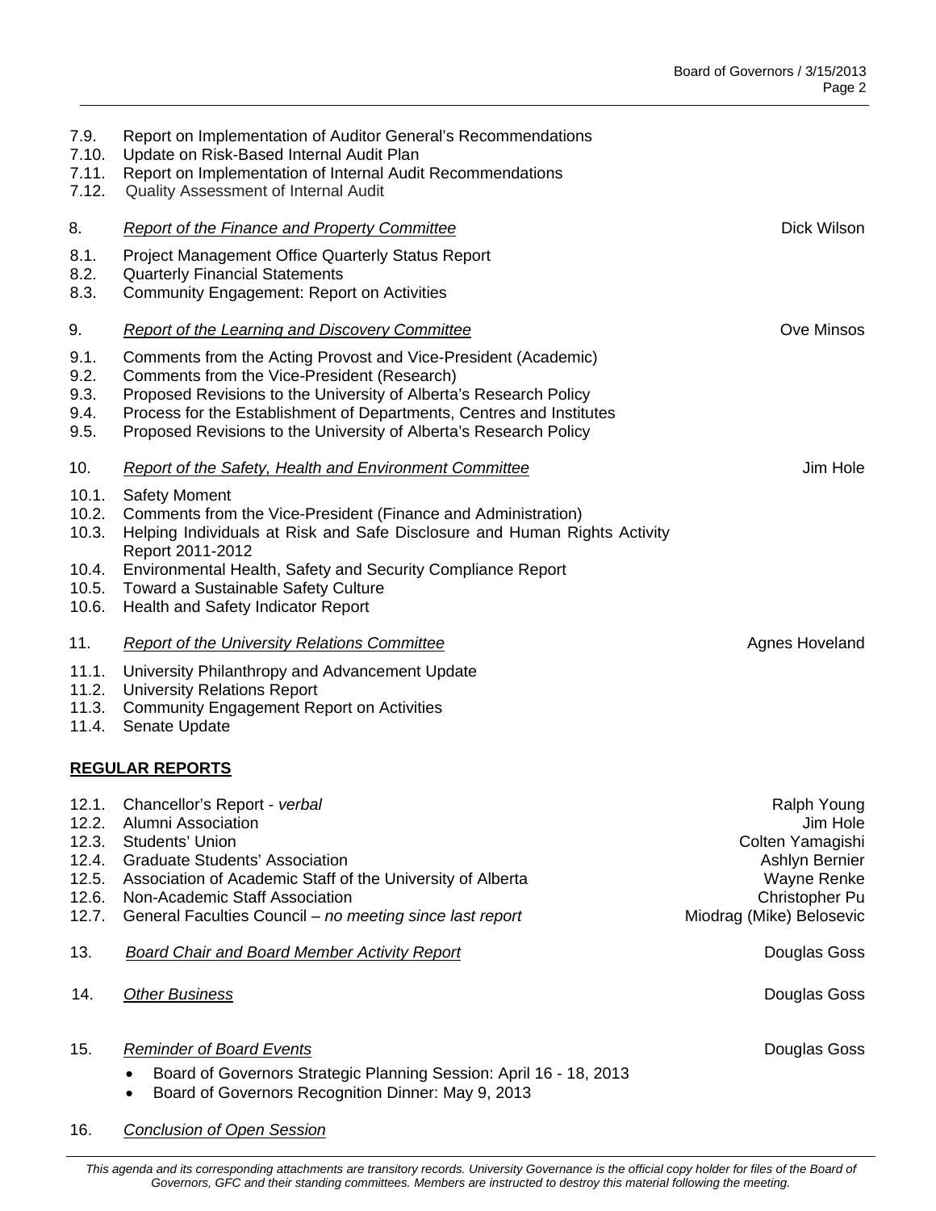7.9. Report on Implementation of Auditor General's Recommendations
7.10. Update on Risk-Based Internal Audit Plan
7.11. Report on Implementation of Internal Audit Recommendations
7.12. Quality Assessment of Internal Audit

8. *Report of the Finance and Property Committee* — Dick Wilson

8.1. Project Management Office Quarterly Status Report
8.2. Quarterly Financial Statements
8.3. Community Engagement: Report on Activities

9. *Report of the Learning and Discovery Committee* — Ove Minsos

9.1. Comments from the Acting Provost and Vice-President (Academic)
9.2. Comments from the Vice-President (Research)
9.3. Proposed Revisions to the University of Alberta's Research Policy
9.4. Process for the Establishment of Departments, Centres and Institutes
9.5. Proposed Revisions to the University of Alberta's Research Policy

10. *Report of the Safety, Health and Environment Committee* — Jim Hole

10.1. Safety Moment
10.2. Comments from the Vice-President (Finance and Administration)
10.3. Helping Individuals at Risk and Safe Disclosure and Human Rights Activity Report 2011-2012
10.4. Environmental Health, Safety and Security Compliance Report
10.5. Toward a Sustainable Safety Culture
10.6. Health and Safety Indicator Report

11. *Report of the University Relations Committee* — Agnes Hoveland

11.1. University Philanthropy and Advancement Update
11.2. University Relations Report
11.3. Community Engagement Report on Activities
11.4. Senate Update

**REGULAR REPORTS**

12.1. Chancellor's Report - *verbal* — Ralph Young
12.2. Alumni Association — Jim Hole
12.3. Students' Union — Colten Yamagishi
12.4. Graduate Students' Association — Ashlyn Bernier
12.5. Association of Academic Staff of the University of Alberta — Wayne Renke
12.6. Non-Academic Staff Association — Christopher Pu
12.7. General Faculties Council – *no meeting since last report* — Miodrag (Mike) Belosevic

13. *Board Chair and Board Member Activity Report* — Douglas Goss

14. *Other Business* — Douglas Goss

15. *Reminder of Board Events* — Douglas Goss

- Board of Governors Strategic Planning Session: April 16 - 18, 2013
- Board of Governors Recognition Dinner: May 9, 2013

16. *Conclusion of Open Session*

*This agenda and its corresponding attachments are transitory records. University Governance is the official copy holder for files of the Board of Governors, GFC and their standing committees. Members are instructed to destroy this material following the meeting.*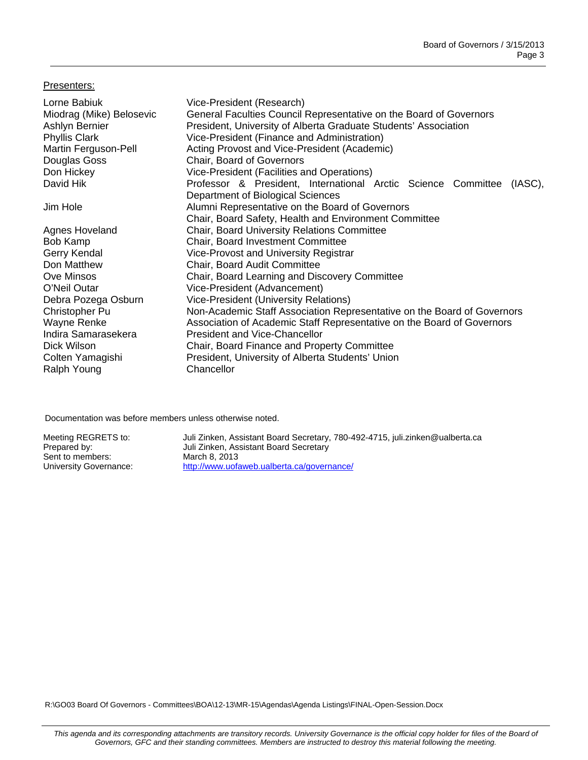Presenters:

| | |
|---|---|
| Lorne Babiuk | Vice-President (Research) |
| Miodrag (Mike) Belosevic | General Faculties Council Representative on the Board of Governors |
| Ashlyn Bernier | President, University of Alberta Graduate Students' Association |
| Phyllis Clark | Vice-President (Finance and Administration) |
| Martin Ferguson-Pell | Acting Provost and Vice-President (Academic) |
| Douglas Goss | Chair, Board of Governors |
| Don Hickey | Vice-President (Facilities and Operations) |
| David Hik | Professor & President, International Arctic Science Committee (IASC), Department of Biological Sciences |
| Jim Hole | Alumni Representative on the Board of Governors<br>Chair, Board Safety, Health and Environment Committee |
| Agnes Hoveland | Chair, Board University Relations Committee |
| Bob Kamp | Chair, Board Investment Committee |
| Gerry Kendal | Vice-Provost and University Registrar |
| Don Matthew | Chair, Board Audit Committee |
| Ove Minsos | Chair, Board Learning and Discovery Committee |
| O'Neil Outar | Vice-President (Advancement) |
| Debra Pozega Osburn | Vice-President (University Relations) |
| Christopher Pu | Non-Academic Staff Association Representative on the Board of Governors |
| Wayne Renke | Association of Academic Staff Representative on the Board of Governors |
| Indira Samarasekera | President and Vice-Chancellor |
| Dick Wilson | Chair, Board Finance and Property Committee |
| Colten Yamagishi | President, University of Alberta Students' Union |
| Ralph Young | Chancellor |

Documentation was before members unless otherwise noted.

| | |
|---|---|
| Meeting REGRETS to: | Juli Zinken, Assistant Board Secretary, 780-492-4715, juli.zinken@ualberta.ca |
| Prepared by: | Juli Zinken, Assistant Board Secretary |
| Sent to members: | March 8, 2013 |
| University Governance: | http://www.uofaweb.ualberta.ca/governance/ |

R:\GO03 Board Of Governors - Committees\BOA\12-13\MR-15\Agendas\Agenda Listings\FINAL-Open-Session.Docx

*This agenda and its corresponding attachments are transitory records. University Governance is the official copy holder for files of the Board of Governors, GFC and their standing committees. Members are instructed to destroy this material following the meeting.*